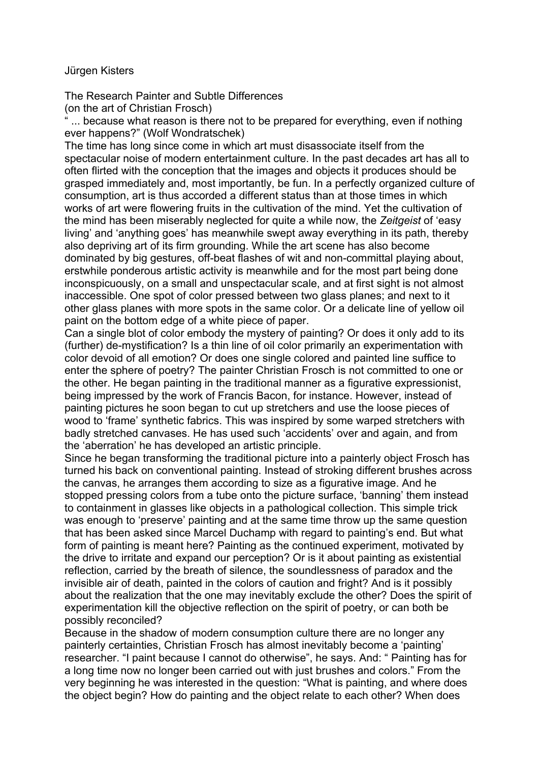Jürgen Kisters

# The Research Painter and Subtle Differences

(on the art of Christian Frosch)

" ... because what reason is there not to be prepared for everything, even if nothing ever happens?" (Wolf Wondratschek)

The time has long since come in which art must disassociate itself from the spectacular noise of modern entertainment culture. In the past decades art has all to often flirted with the conception that the images and objects it produces should be grasped immediately and, most importantly, be fun. In a perfectly organized culture of consumption, art is thus accorded a different status than at those times in which works of art were flowering fruits in the cultivation of the mind. Yet the cultivation of the mind has been miserably neglected for quite a while now, the *Zeitgeist* of 'easy living' and 'anything goes' has meanwhile swept away everything in its path, thereby also depriving art of its firm grounding. While the art scene has also become dominated by big gestures, off-beat flashes of wit and non-committal playing about, erstwhile ponderous artistic activity is meanwhile and for the most part being done inconspicuously, on a small and unspectacular scale, and at first sight is not almost inaccessible. One spot of color pressed between two glass planes; and next to it other glass planes with more spots in the same color. Or a delicate line of yellow oil paint on the bottom edge of a white piece of paper.

Can a single blot of color embody the mystery of painting? Or does it only add to its (further) de-mystification? Is a thin line of oil color primarily an experimentation with color devoid of all emotion? Or does one single colored and painted line suffice to enter the sphere of poetry? The painter Christian Frosch is not committed to one or the other. He began painting in the traditional manner as a figurative expressionist, being impressed by the work of Francis Bacon, for instance. However, instead of painting pictures he soon began to cut up stretchers and use the loose pieces of wood to 'frame' synthetic fabrics. This was inspired by some warped stretchers with badly stretched canvases. He has used such 'accidents' over and again, and from the 'aberration' he has developed an artistic principle.

Since he began transforming the traditional picture into a painterly object Frosch has turned his back on conventional painting. Instead of stroking different brushes across the canvas, he arranges them according to size as a figurative image. And he stopped pressing colors from a tube onto the picture surface, 'banning' them instead to containment in glasses like objects in a pathological collection. This simple trick was enough to 'preserve' painting and at the same time throw up the same question that has been asked since Marcel Duchamp with regard to painting's end. But what form of painting is meant here? Painting as the continued experiment, motivated by the drive to irritate and expand our perception? Or is it about painting as existential reflection, carried by the breath of silence, the soundlessness of paradox and the invisible air of death, painted in the colors of caution and fright? And is it possibly about the realization that the one may inevitably exclude the other? Does the spirit of experimentation kill the objective reflection on the spirit of poetry, or can both be possibly reconciled?

Because in the shadow of modern consumption culture there are no longer any painterly certainties, Christian Frosch has almost inevitably become a 'painting' researcher. "I paint because I cannot do otherwise", he says. And: " Painting has for a long time now no longer been carried out with just brushes and colors." From the very beginning he was interested in the question: "What is painting, and where does the object begin? How do painting and the object relate to each other? When does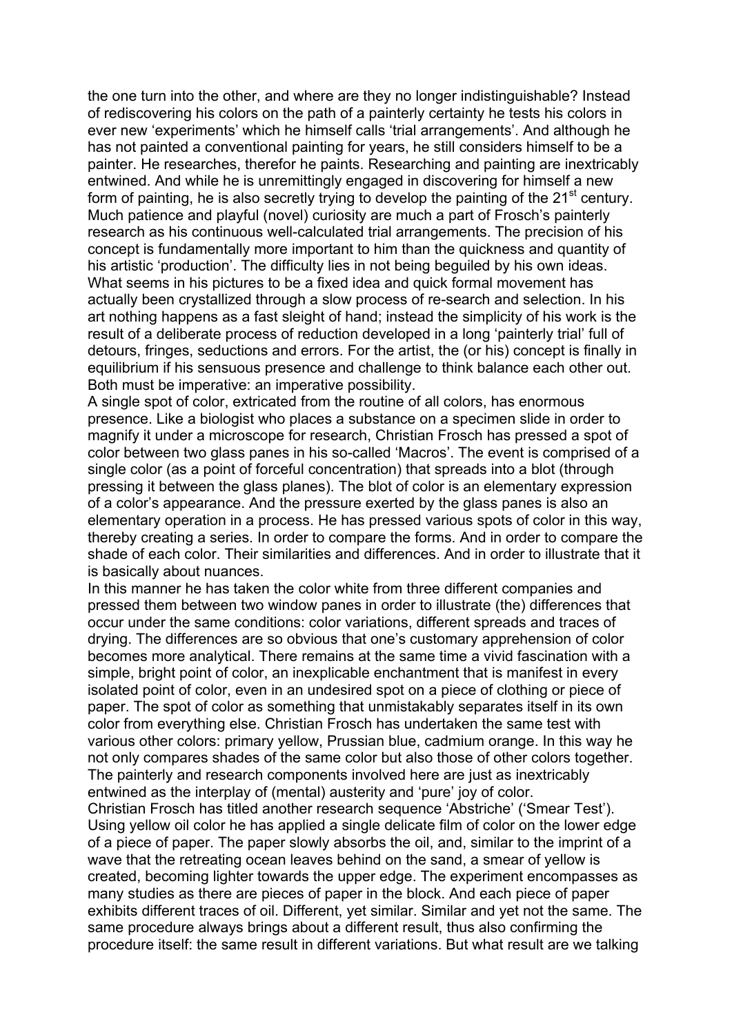the one turn into the other, and where are they no longer indistinguishable? Instead of rediscovering his colors on the path of a painterly certainty he tests his colors in ever new 'experiments' which he himself calls 'trial arrangements'. And although he has not painted a conventional painting for years, he still considers himself to be a painter. He researches, therefor he paints. Researching and painting are inextricably entwined. And while he is unremittingly engaged in discovering for himself a new form of painting, he is also secretly trying to develop the painting of the 21st century. Much patience and playful (novel) curiosity are much a part of Frosch's painterly research as his continuous well-calculated trial arrangements. The precision of his concept is fundamentally more important to him than the quickness and quantity of his artistic 'production'. The difficulty lies in not being beguiled by his own ideas. What seems in his pictures to be a fixed idea and quick formal movement has actually been crystallized through a slow process of re-search and selection. In his art nothing happens as a fast sleight of hand; instead the simplicity of his work is the result of a deliberate process of reduction developed in a long 'painterly trial' full of detours, fringes, seductions and errors. For the artist, the (or his) concept is finally in equilibrium if his sensuous presence and challenge to think balance each other out. Both must be imperative: an imperative possibility.

A single spot of color, extricated from the routine of all colors, has enormous presence. Like a biologist who places a substance on a specimen slide in order to magnify it under a microscope for research, Christian Frosch has pressed a spot of color between two glass panes in his so-called 'Macros'. The event is comprised of a single color (as a point of forceful concentration) that spreads into a blot (through pressing it between the glass planes). The blot of color is an elementary expression of a color's appearance. And the pressure exerted by the glass panes is also an elementary operation in a process. He has pressed various spots of color in this way, thereby creating a series. In order to compare the forms. And in order to compare the shade of each color. Their similarities and differences. And in order to illustrate that it is basically about nuances.

In this manner he has taken the color white from three different companies and pressed them between two window panes in order to illustrate (the) differences that occur under the same conditions: color variations, different spreads and traces of drying. The differences are so obvious that one's customary apprehension of color becomes more analytical. There remains at the same time a vivid fascination with a simple, bright point of color, an inexplicable enchantment that is manifest in every isolated point of color, even in an undesired spot on a piece of clothing or piece of paper. The spot of color as something that unmistakably separates itself in its own color from everything else. Christian Frosch has undertaken the same test with various other colors: primary yellow, Prussian blue, cadmium orange. In this way he not only compares shades of the same color but also those of other colors together. The painterly and research components involved here are just as inextricably entwined as the interplay of (mental) austerity and 'pure' joy of color.

Christian Frosch has titled another research sequence 'Abstriche' ('Smear Test'). Using yellow oil color he has applied a single delicate film of color on the lower edge of a piece of paper. The paper slowly absorbs the oil, and, similar to the imprint of a wave that the retreating ocean leaves behind on the sand, a smear of yellow is created, becoming lighter towards the upper edge. The experiment encompasses as many studies as there are pieces of paper in the block. And each piece of paper exhibits different traces of oil. Different, yet similar. Similar and yet not the same. The same procedure always brings about a different result, thus also confirming the procedure itself: the same result in different variations. But what result are we talking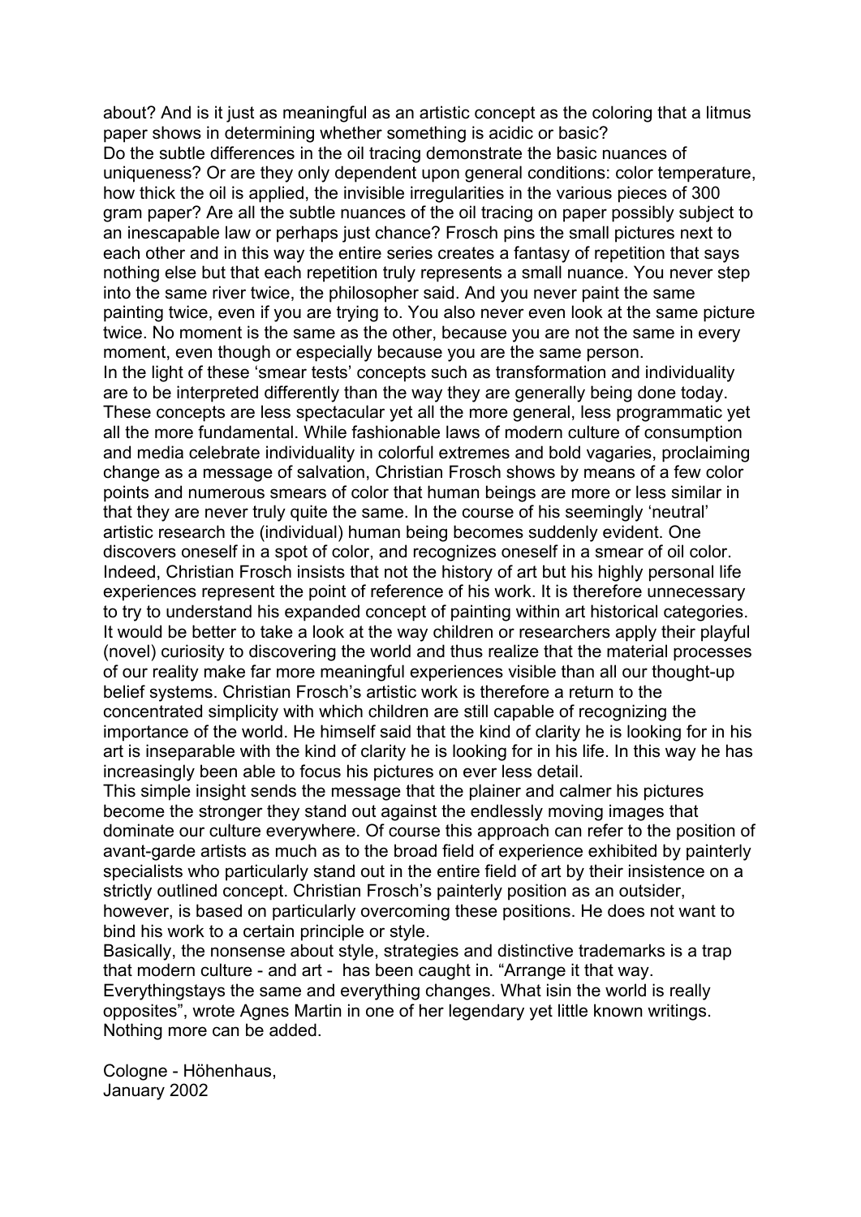about? And is it just as meaningful as an artistic concept as the coloring that a litmus paper shows in determining whether something is acidic or basic?

Do the subtle differences in the oil tracing demonstrate the basic nuances of uniqueness? Or are they only dependent upon general conditions: color temperature, how thick the oil is applied, the invisible irregularities in the various pieces of 300 gram paper? Are all the subtle nuances of the oil tracing on paper possibly subject to an inescapable law or perhaps just chance? Frosch pins the small pictures next to each other and in this way the entire series creates a fantasy of repetition that says nothing else but that each repetition truly represents a small nuance. You never step into the same river twice, the philosopher said. And you never paint the same painting twice, even if you are trying to. You also never even look at the same picture twice. No moment is the same as the other, because you are not the same in every moment, even though or especially because you are the same person.

In the light of these 'smear tests' concepts such as transformation and individuality are to be interpreted differently than the way they are generally being done today. These concepts are less spectacular yet all the more general, less programmatic yet all the more fundamental. While fashionable laws of modern culture of consumption and media celebrate individuality in colorful extremes and bold vagaries, proclaiming change as a message of salvation, Christian Frosch shows by means of a few color points and numerous smears of color that human beings are more or less similar in that they are never truly quite the same. In the course of his seemingly 'neutral' artistic research the (individual) human being becomes suddenly evident. One discovers oneself in a spot of color, and recognizes oneself in a smear of oil color. Indeed, Christian Frosch insists that not the history of art but his highly personal life experiences represent the point of reference of his work. It is therefore unnecessary to try to understand his expanded concept of painting within art historical categories. It would be better to take a look at the way children or researchers apply their playful (novel) curiosity to discovering the world and thus realize that the material processes of our reality make far more meaningful experiences visible than all our thought-up belief systems. Christian Frosch's artistic work is therefore a return to the concentrated simplicity with which children are still capable of recognizing the importance of the world. He himself said that the kind of clarity he is looking for in his art is inseparable with the kind of clarity he is looking for in his life. In this way he has increasingly been able to focus his pictures on ever less detail.

This simple insight sends the message that the plainer and calmer his pictures become the stronger they stand out against the endlessly moving images that dominate our culture everywhere. Of course this approach can refer to the position of avant-garde artists as much as to the broad field of experience exhibited by painterly specialists who particularly stand out in the entire field of art by their insistence on a strictly outlined concept. Christian Frosch's painterly position as an outsider, however, is based on particularly overcoming these positions. He does not want to bind his work to a certain principle or style.

Basically, the nonsense about style, strategies and distinctive trademarks is a trap that modern culture - and art - has been caught in. "Arrange it that way. Everythingstays the same and everything changes. What isin the world is really opposites", wrote Agnes Martin in one of her legendary yet little known writings. Nothing more can be added.

Cologne - Höhenhaus,
January 2002